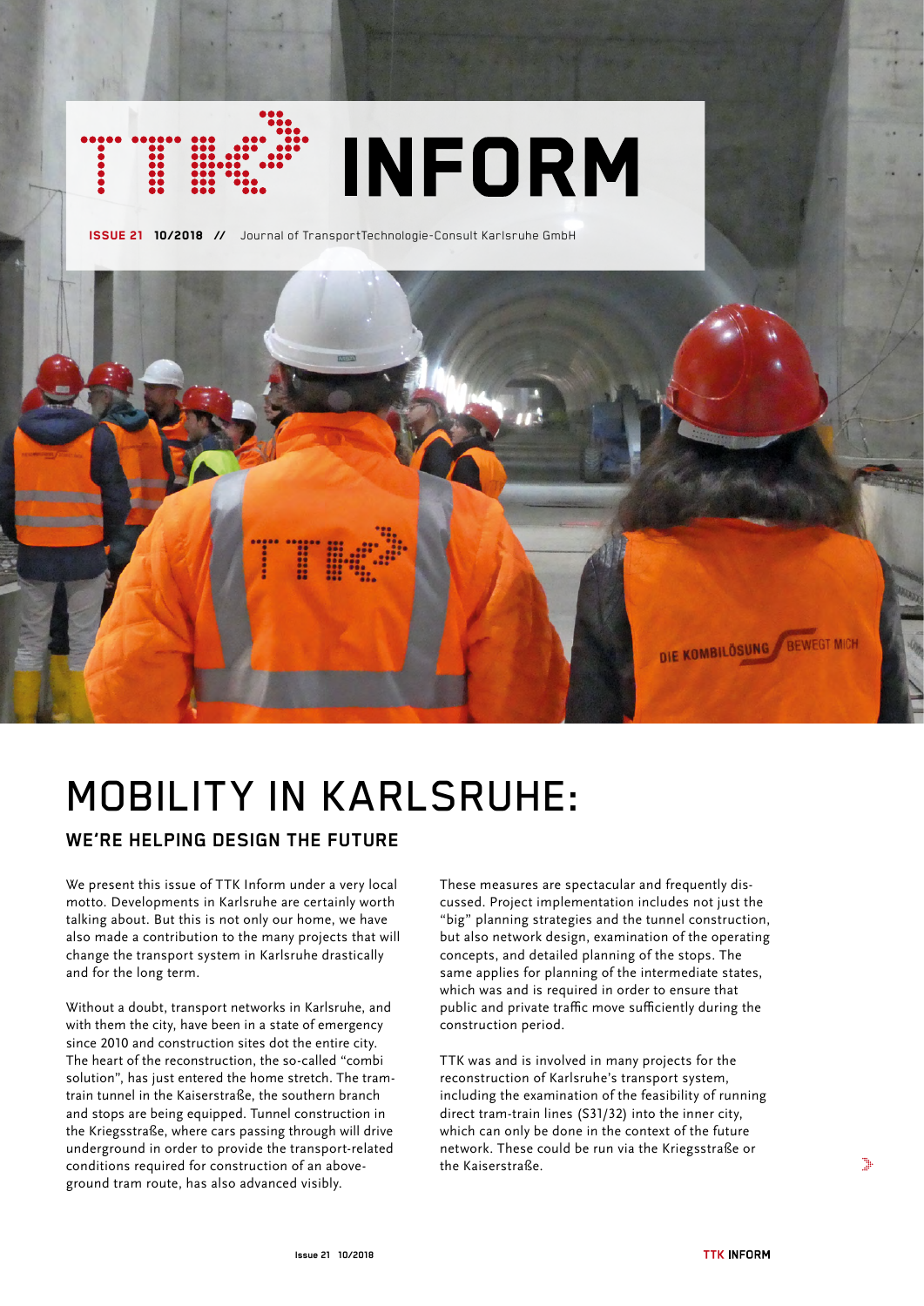# TTK INFORM

**ISSUE 21** **10/2018** // Journal of TransportTechnologie-Consult Karlsruhe GmbH

# MOBILITY IN KARLSRUHE:

## WE'RE HELPING DESIGN THE FUTURE

We present this issue of TTK Inform under a very local motto. Developments in Karlsruhe are certainly worth talking about. But this is not only our home, we have also made a contribution to the many projects that will change the transport system in Karlsruhe drastically and for the long term.

Without a doubt, transport networks in Karlsruhe, and with them the city, have been in a state of emergency since 2010 and construction sites dot the entire city. The heart of the reconstruction, the so-called "combi solution", has just entered the home stretch. The tram-train tunnel in the Kaiserstraße, the southern branch and stops are being equipped. Tunnel construction in the Kriegsstraße, where cars passing through will drive underground in order to provide the transport-related conditions required for construction of an above-ground tram route, has also advanced visibly.

These measures are spectacular and frequently discussed. Project implementation includes not just the "big" planning strategies and the tunnel construction, but also network design, examination of the operating concepts, and detailed planning of the stops. The same applies for planning of the intermediate states, which was and is required in order to ensure that public and private traffic move sufficiently during the construction period.

TTK was and is involved in many projects for the reconstruction of Karlsruhe's transport system, including the examination of the feasibility of running direct tram-train lines (S31/32) into the inner city, which can only be done in the context of the future network. These could be run via the Kriegsstraße or the Kaiserstraße.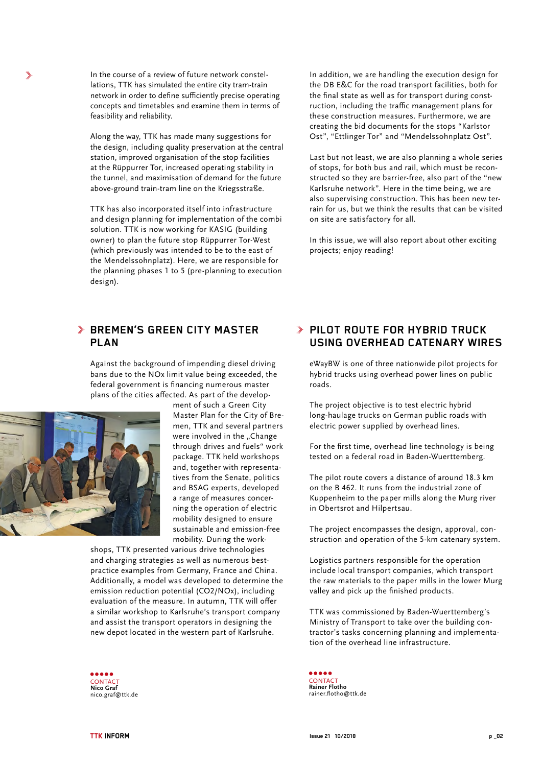In the course of a review of future network constellations, TTK has simulated the entire city tram-train network in order to define sufficiently precise operating concepts and timetables and examine them in terms of feasibility and reliability.

Along the way, TTK has made many suggestions for the design, including quality preservation at the central station, improved organisation of the stop facilities at the Rüppurrer Tor, increased operating stability in the tunnel, and maximisation of demand for the future above-ground train-tram line on the Kriegsstraße.

TTK has also incorporated itself into infrastructure and design planning for implementation of the combi solution. TTK is now working for KASIG (building owner) to plan the future stop Rüppurrer Tor-West (which previously was intended to be to the east of the Mendelssohnplatz). Here, we are responsible for the planning phases 1 to 5 (pre-planning to execution design).

In addition, we are handling the execution design for the DB E&C for the road transport facilities, both for the final state as well as for transport during construction, including the traffic management plans for these construction measures. Furthermore, we are creating the bid documents for the stops "Karlstor Ost", "Ettlinger Tor" and "Mendelssohnplatz Ost".

Last but not least, we are also planning a whole series of stops, for both bus and rail, which must be reconstructed so they are barrier-free, also part of the "new Karlsruhe network". Here in the time being, we are also supervising construction. This has been new terrain for us, but we think the results that can be visited on site are satisfactory for all.

In this issue, we will also report about other exciting projects; enjoy reading!

## BREMEN'S GREEN CITY MASTER PLAN

Against the background of impending diesel driving bans due to the NOx limit value being exceeded, the federal government is financing numerous master plans of the cities affected. As part of the development of such a Green City Master Plan for the City of Bremen, TTK and several partners were involved in the „Change through drives and fuels" work package. TTK held workshops and, together with representatives from the Senate, politics and BSAG experts, developed a range of measures concerning the operation of electric mobility designed to ensure sustainable and emission-free mobility. During the workshops, TTK presented various drive technologies and charging strategies as well as numerous best-practice examples from Germany, France and China. Additionally, a model was developed to determine the emission reduction potential ($CO_2$/NOx), including evaluation of the measure. In autumn, TTK will offer a similar workshop to Karlsruhe's transport company and assist the transport operators in designing the new depot located in the western part of Karlsruhe.

CONTACT
**Nico Graf**
nico.graf@ttk.de

## PILOT ROUTE FOR HYBRID TRUCK USING OVERHEAD CATENARY WIRES

eWayBW is one of three nationwide pilot projects for hybrid trucks using overhead power lines on public roads.

The project objective is to test electric hybrid long-haulage trucks on German public roads with electric power supplied by overhead lines.

For the first time, overhead line technology is being tested on a federal road in Baden-Wuerttemberg.

The pilot route covers a distance of around 18.3 km on the B 462. It runs from the industrial zone of Kuppenheim to the paper mills along the Murg river in Obertsrot and Hilpertsau.

The project encompasses the design, approval, construction and operation of the 5-km catenary system.

Logistics partners responsible for the operation include local transport companies, which transport the raw materials to the paper mills in the lower Murg valley and pick up the finished products.

TTK was commissioned by Baden-Wuerttemberg's Ministry of Transport to take over the building contractor's tasks concerning planning and implementation of the overhead line infrastructure.

CONTACT
**Rainer Flotho**
rainer.flotho@ttk.de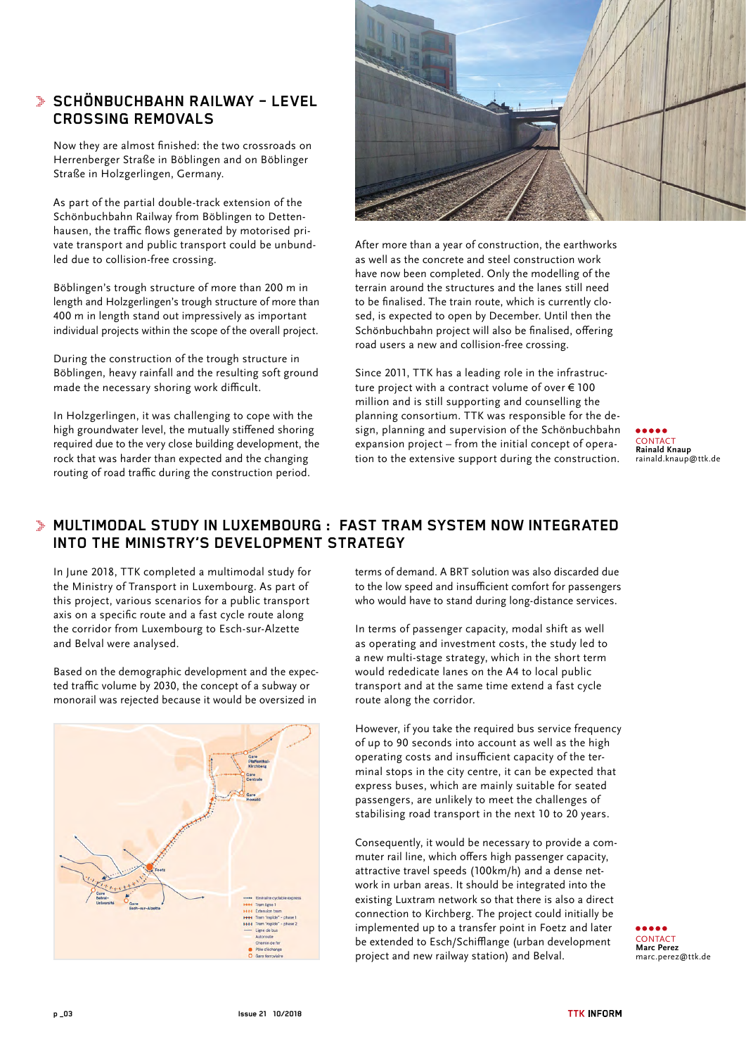## SCHÖNBUCHBAHN RAILWAY – LEVEL CROSSING REMOVALS

Now they are almost finished: the two crossroads on Herrenberger Straße in Böblingen and on Böblinger Straße in Holzgerlingen, Germany.

As part of the partial double-track extension of the Schönbuchbahn Railway from Böblingen to Dettenhausen, the traffic flows generated by motorised private transport and public transport could be unbundled due to collision-free crossing.

Böblingen's trough structure of more than 200 m in length and Holzgerlingen's trough structure of more than 400 m in length stand out impressively as important individual projects within the scope of the overall project.

During the construction of the trough structure in Böblingen, heavy rainfall and the resulting soft ground made the necessary shoring work difficult.

In Holzgerlingen, it was challenging to cope with the high groundwater level, the mutually stiffened shoring required due to the very close building development, the rock that was harder than expected and the changing routing of road traffic during the construction period.

After more than a year of construction, the earthworks as well as the concrete and steel construction work have now been completed. Only the modelling of the terrain around the structures and the lanes still need to be finalised. The train route, which is currently closed, is expected to open by December. Until then the Schönbuchbahn project will also be finalised, offering road users a new and collision-free crossing.

Since 2011, TTK has a leading role in the infrastructure project with a contract volume of over € 100 million and is still supporting and counselling the planning consortium. TTK was responsible for the design, planning and supervision of the Schönbuchbahn expansion project – from the initial concept of operation to the extensive support during the construction.

CONTACT
**Rainald Knaup**
rainald.knaup@ttk.de

## MULTIMODAL STUDY IN LUXEMBOURG : FAST TRAM SYSTEM NOW INTEGRATED INTO THE MINISTRY'S DEVELOPMENT STRATEGY

In June 2018, TTK completed a multimodal study for the Ministry of Transport in Luxembourg. As part of this project, various scenarios for a public transport axis on a specific route and a fast cycle route along the corridor from Luxembourg to Esch-sur-Alzette and Belval were analysed.

Based on the demographic development and the expected traffic volume by 2030, the concept of a subway or monorail was rejected because it would be oversized in terms of demand. A BRT solution was also discarded due to the low speed and insufficient comfort for passengers who would have to stand during long-distance services.

In terms of passenger capacity, modal shift as well as operating and investment costs, the study led to a new multi-stage strategy, which in the short term would rededicate lanes on the A4 to local public transport and at the same time extend a fast cycle route along the corridor.

However, if you take the required bus service frequency of up to 90 seconds into account as well as the high operating costs and insufficient capacity of the terminal stops in the city centre, it can be expected that express buses, which are mainly suitable for seated passengers, are unlikely to meet the challenges of stabilising road transport in the next 10 to 20 years.

Consequently, it would be necessary to provide a commuter rail line, which offers high passenger capacity, attractive travel speeds (100km/h) and a dense network in urban areas. It should be integrated into the existing Luxtram network so that there is also a direct connection to Kirchberg. The project could initially be implemented up to a transfer point in Foetz and later be extended to Esch/Schifflange (urban development project and new railway station) and Belval.

CONTACT
**Marc Perez**
marc.perez@ttk.de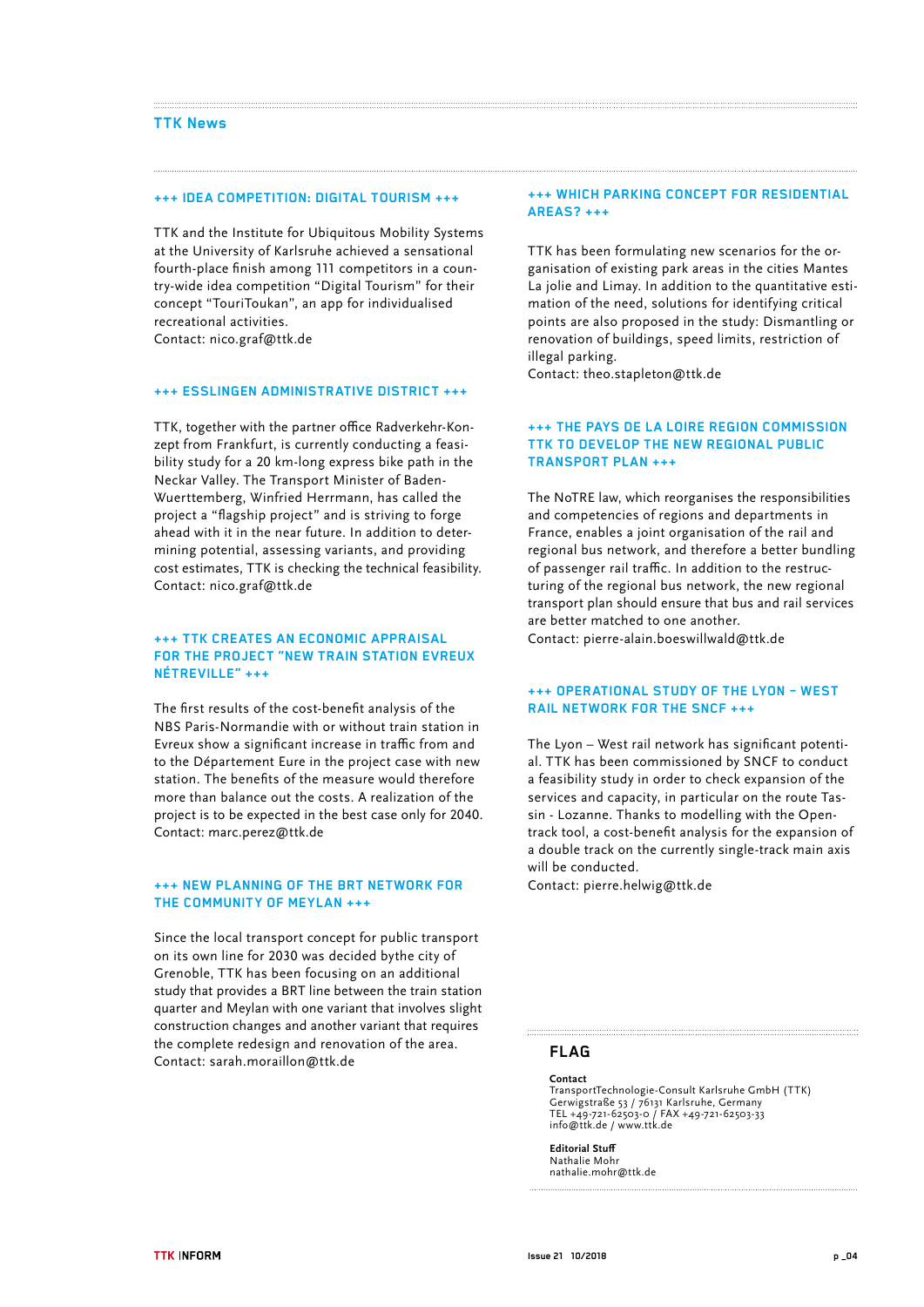## TTK News

### +++ IDEA COMPETITION: DIGITAL TOURISM +++

TTK and the Institute for Ubiquitous Mobility Systems at the University of Karlsruhe achieved a sensational fourth-place finish among 111 competitors in a country-wide idea competition "Digital Tourism" for their concept "TouriToukan", an app for individualised recreational activities.
Contact: nico.graf@ttk.de

### +++ ESSLINGEN ADMINISTRATIVE DISTRICT +++

TTK, together with the partner office Radverkehr-Konzept from Frankfurt, is currently conducting a feasibility study for a 20 km-long express bike path in the Neckar Valley. The Transport Minister of Baden-Wuerttemberg, Winfried Herrmann, has called the project a "flagship project" and is striving to forge ahead with it in the near future. In addition to determining potential, assessing variants, and providing cost estimates, TTK is checking the technical feasibility.
Contact: nico.graf@ttk.de

### +++ TTK CREATES AN ECONOMIC APPRAISAL FOR THE PROJECT "NEW TRAIN STATION EVREUX NÉTREVILLE" +++

The first results of the cost-benefit analysis of the NBS Paris-Normandie with or without train station in Evreux show a significant increase in traffic from and to the Département Eure in the project case with new station. The benefits of the measure would therefore more than balance out the costs. A realization of the project is to be expected in the best case only for 2040.
Contact: marc.perez@ttk.de

### +++ NEW PLANNING OF THE BRT NETWORK FOR THE COMMUNITY OF MEYLAN +++

Since the local transport concept for public transport on its own line for 2030 was decided bythe city of Grenoble, TTK has been focusing on an additional study that provides a BRT line between the train station quarter and Meylan with one variant that involves slight construction changes and another variant that requires the complete redesign and renovation of the area.
Contact: sarah.moraillon@ttk.de

### +++ WHICH PARKING CONCEPT FOR RESIDENTIAL AREAS? +++

TTK has been formulating new scenarios for the organisation of existing park areas in the cities Mantes La jolie and Limay. In addition to the quantitative estimation of the need, solutions for identifying critical points are also proposed in the study: Dismantling or renovation of buildings, speed limits, restriction of illegal parking.
Contact: theo.stapleton@ttk.de

### +++ THE PAYS DE LA LOIRE REGION COMMISSION TTK TO DEVELOP THE NEW REGIONAL PUBLIC TRANSPORT PLAN +++

The NoTRE law, which reorganises the responsibilities and competencies of regions and departments in France, enables a joint organisation of the rail and regional bus network, and therefore a better bundling of passenger rail traffic. In addition to the restructuring of the regional bus network, the new regional transport plan should ensure that bus and rail services are better matched to one another.
Contact: pierre-alain.boeswillwald@ttk.de

### +++ OPERATIONAL STUDY OF THE LYON – WEST RAIL NETWORK FOR THE SNCF +++

The Lyon – West rail network has significant potential. TTK has been commissioned by SNCF to conduct a feasibility study in order to check expansion of the services and capacity, in particular on the route Tassin - Lozanne. Thanks to modelling with the Opentrack tool, a cost-benefit analysis for the expansion of a double track on the currently single-track main axis will be conducted.
Contact: pierre.helwig@ttk.de

## FLAG

**Contact**
TransportTechnologie-Consult Karlsruhe GmbH (TTK)
Gerwigstraße 53 / 76131 Karlsruhe, Germany
TEL +49-721-62503-0 / FAX +49-721-62503-33
info@ttk.de / www.ttk.de

**Editorial Stuff**
Nathalie Mohr
nathalie.mohr@ttk.de